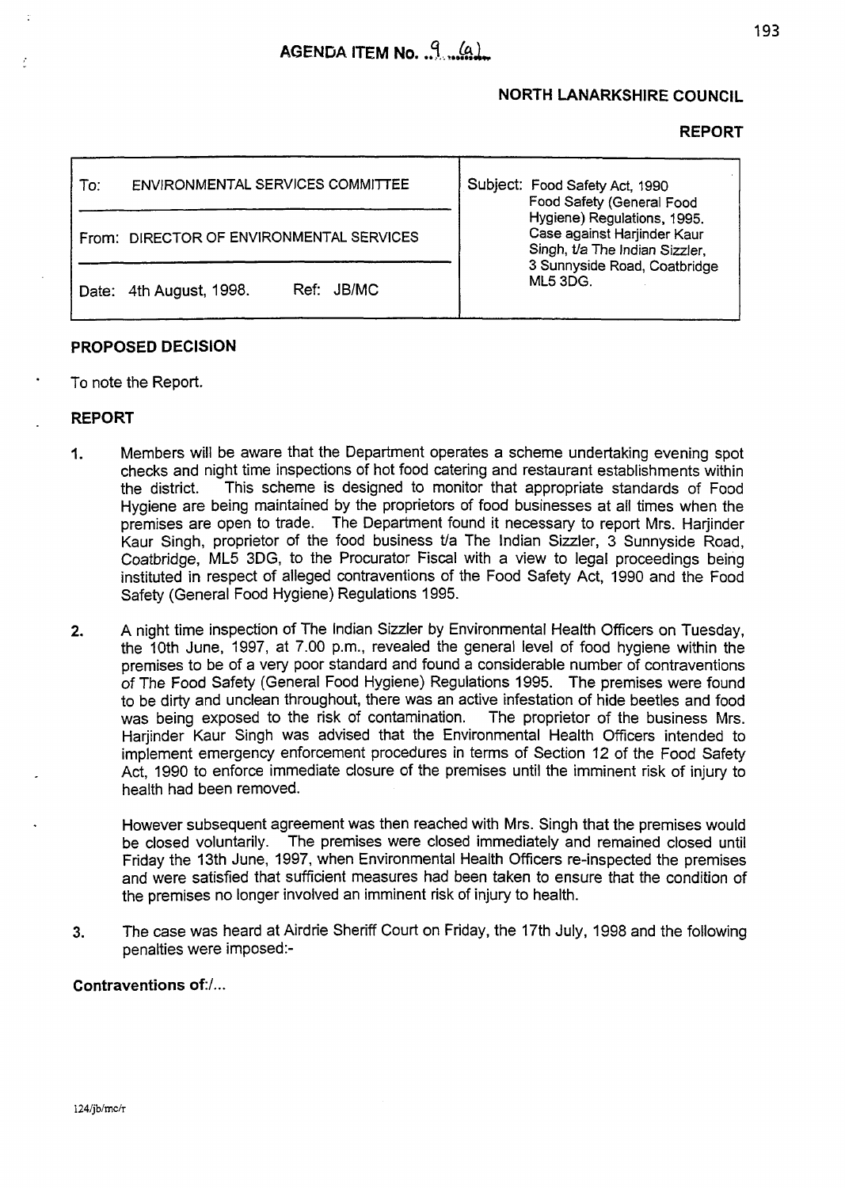AGENDA ITEM No. 9 (a)

**NORTH LANARKSHIRE COUNCIL**

**REPORT**

| To: ENVIRONMENTAL SERVICES COMMITTEE | Subject: Food Safety Act, 1990 Food Safety (General Food Hygiene) Regulations, 1995. Case against Harjinder Kaur Singh, t/a The Indian Sizzler, 3 Sunnyside Road, Coatbridge ML5 3DG. |
|---|---|
| From: DIRECTOR OF ENVIRONMENTAL SERVICES | |
| Date: 4th August, 1998. Ref: JB/MC | |

## PROPOSED DECISION

To note the Report.

## REPORT

1. Members will be aware that the Department operates a scheme undertaking evening spot checks and night time inspections of hot food catering and restaurant establishments within the district. This scheme is designed to monitor that appropriate standards of Food Hygiene are being maintained by the proprietors of food businesses at all times when the premises are open to trade. The Department found it necessary to report Mrs. Harjinder Kaur Singh, proprietor of the food business t/a The Indian Sizzler, 3 Sunnyside Road, Coatbridge, ML5 3DG, to the Procurator Fiscal with a view to legal proceedings being instituted in respect of alleged contraventions of the Food Safety Act, 1990 and the Food Safety (General Food Hygiene) Regulations 1995.

2. A night time inspection of The Indian Sizzler by Environmental Health Officers on Tuesday, the 10th June, 1997, at 7.00 p.m., revealed the general level of food hygiene within the premises to be of a very poor standard and found a considerable number of contraventions of The Food Safety (General Food Hygiene) Regulations 1995. The premises were found to be dirty and unclean throughout, there was an active infestation of hide beetles and food was being exposed to the risk of contamination. The proprietor of the business Mrs. Harjinder Kaur Singh was advised that the Environmental Health Officers intended to implement emergency enforcement procedures in terms of Section 12 of the Food Safety Act, 1990 to enforce immediate closure of the premises until the imminent risk of injury to health had been removed.

   However subsequent agreement was then reached with Mrs. Singh that the premises would be closed voluntarily. The premises were closed immediately and remained closed until Friday the 13th June, 1997, when Environmental Health Officers re-inspected the premises and were satisfied that sufficient measures had been taken to ensure that the condition of the premises no longer involved an imminent risk of injury to health.

3. The case was heard at Airdrie Sheriff Court on Friday, the 17th July, 1998 and the following penalties were imposed:-

**Contraventions of:/...**

124/jb/mc/r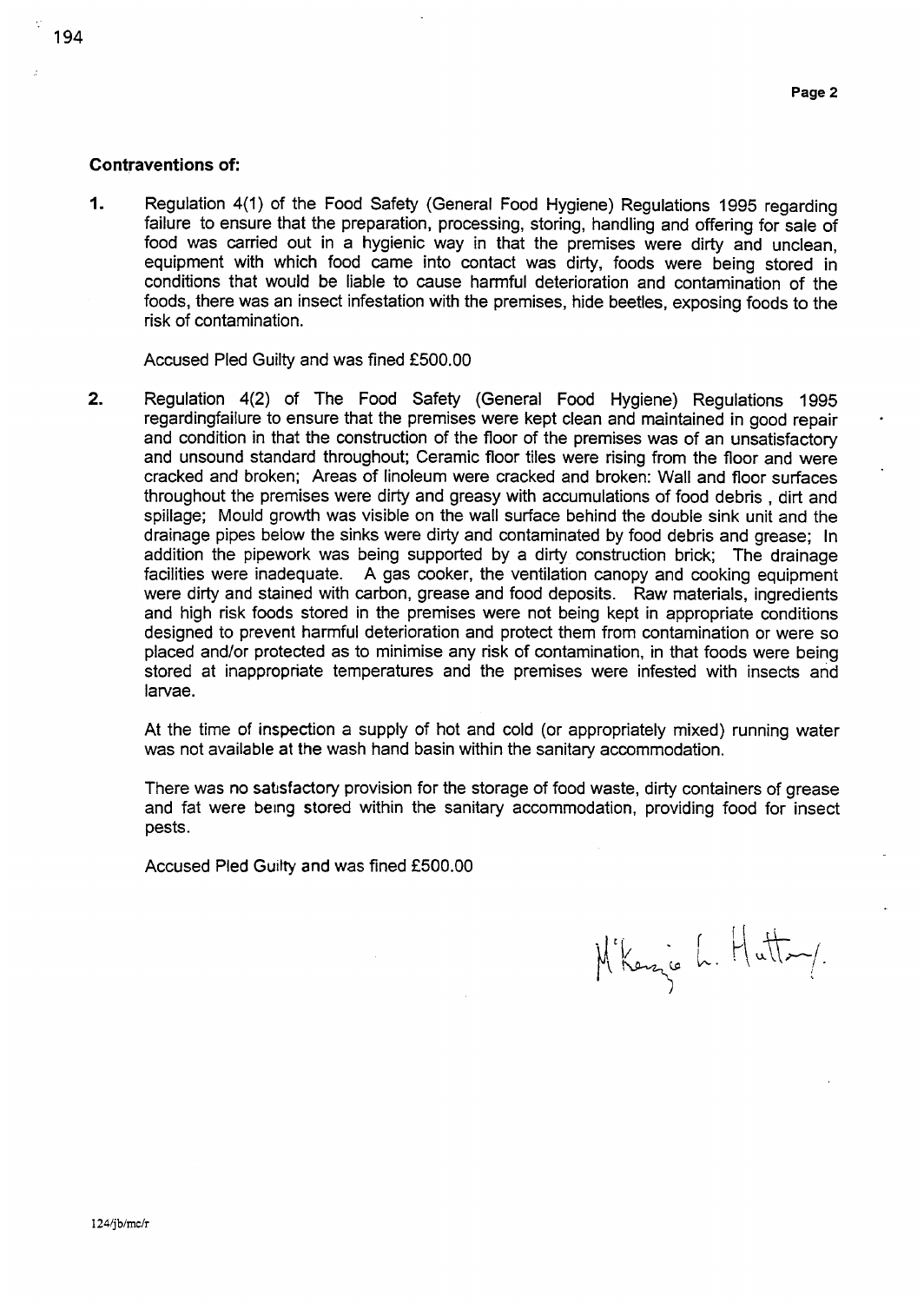## Contraventions of:

1. Regulation 4(1) of the Food Safety (General Food Hygiene) Regulations 1995 regarding failure to ensure that the preparation, processing, storing, handling and offering for sale of food was carried out in a hygienic way in that the premises were dirty and unclean, equipment with which food came into contact was dirty, foods were being stored in conditions that would be liable to cause harmful deterioration and contamination of the foods, there was an insect infestation with the premises, hide beetles, exposing foods to the risk of contamination.

   Accused Pled Guilty and was fined £500.00

2. Regulation 4(2) of The Food Safety (General Food Hygiene) Regulations 1995 regardingfailure to ensure that the premises were kept clean and maintained in good repair and condition in that the construction of the floor of the premises was of an unsatisfactory and unsound standard throughout; Ceramic floor tiles were rising from the floor and were cracked and broken; Areas of linoleum were cracked and broken: Wall and floor surfaces throughout the premises were dirty and greasy with accumulations of food debris , dirt and spillage; Mould growth was visible on the wall surface behind the double sink unit and the drainage pipes below the sinks were dirty and contaminated by food debris and grease; In addition the pipework was being supported by a dirty construction brick; The drainage facilities were inadequate. A gas cooker, the ventilation canopy and cooking equipment were dirty and stained with carbon, grease and food deposits. Raw materials, ingredients and high risk foods stored in the premises were not being kept in appropriate conditions designed to prevent harmful deterioration and protect them from contamination or were so placed and/or protected as to minimise any risk of contamination, in that foods were being stored at inappropriate temperatures and the premises were infested with insects and larvae.

   At the time of inspection a supply of hot and cold (or appropriately mixed) running water was not available at the wash hand basin within the sanitary accommodation.

   There was no satisfactory provision for the storage of food waste, dirty containers of grease and fat were being stored within the sanitary accommodation, providing food for insect pests.

   Accused Pled Guilty and was fined £500.00

M'Kenzie L. Hutton.

124/jb/mc/r